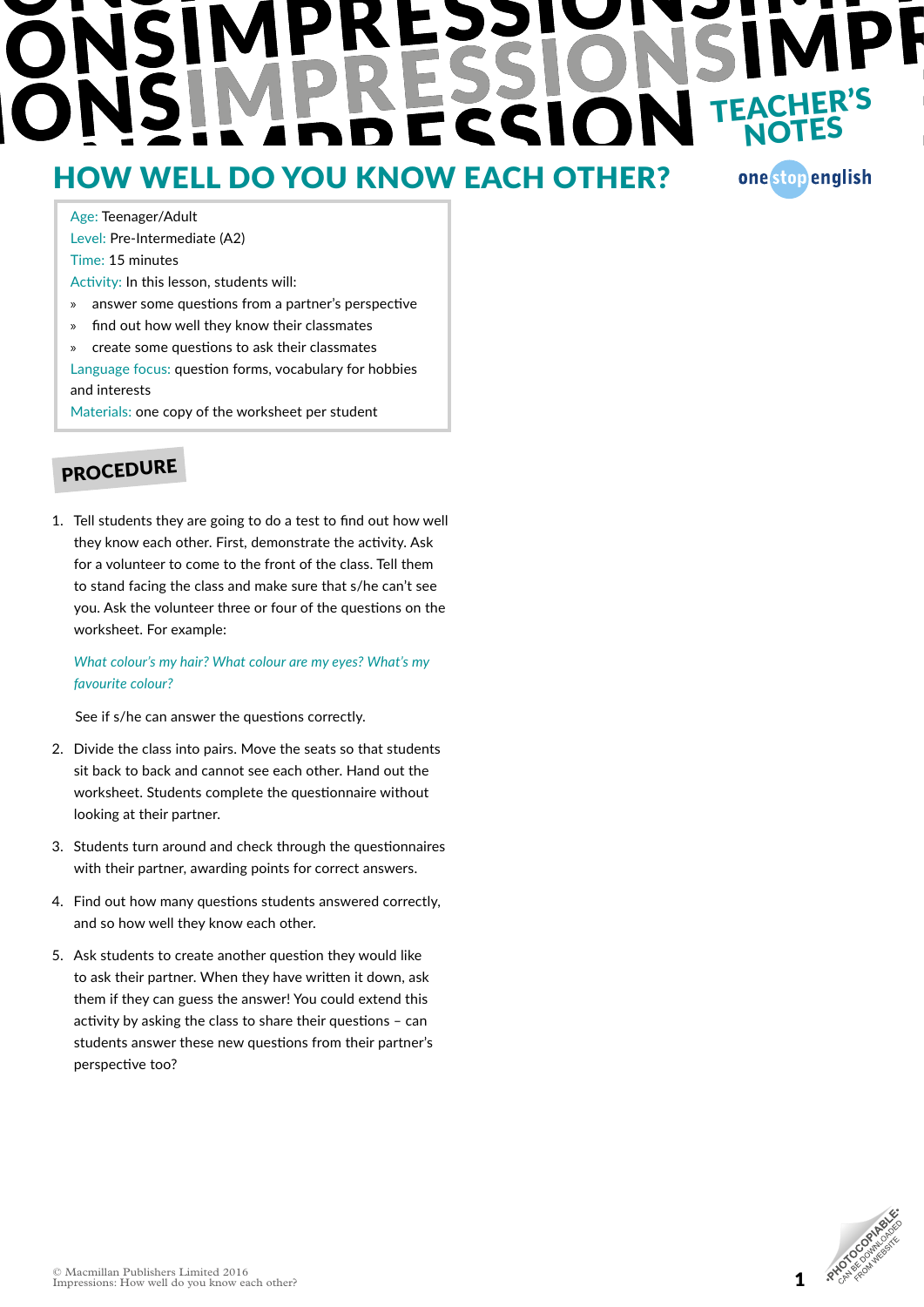# HOW WELL DO YOU KNOW EACH OTHER?

**TEACHER'S NOTES**

Age: Teenager/Adult
Level: Pre-Intermediate (A2)
Time: 15 minutes
Activity: In this lesson, students will:

» answer some questions from a partner's perspective
» find out how well they know their classmates
» create some questions to ask their classmates

Language focus: question forms, vocabulary for hobbies and interests
Materials: one copy of the worksheet per student

## PROCEDURE

1. Tell students they are going to do a test to find out how well they know each other. First, demonstrate the activity. Ask for a volunteer to come to the front of the class. Tell them to stand facing the class and make sure that s/he can't see you. Ask the volunteer three or four of the questions on the worksheet. For example:

   *What colour's my hair? What colour are my eyes? What's my favourite colour?*

   See if s/he can answer the questions correctly.

2. Divide the class into pairs. Move the seats so that students sit back to back and cannot see each other. Hand out the worksheet. Students complete the questionnaire without looking at their partner.

3. Students turn around and check through the questionnaires with their partner, awarding points for correct answers.

4. Find out how many questions students answered correctly, and so how well they know each other.

5. Ask students to create another question they would like to ask their partner. When they have written it down, ask them if they can guess the answer! You could extend this activity by asking the class to share their questions – can students answer these new questions from their partner's perspective too?

© Macmillan Publishers Limited 2016
Impressions: How well do you know each other?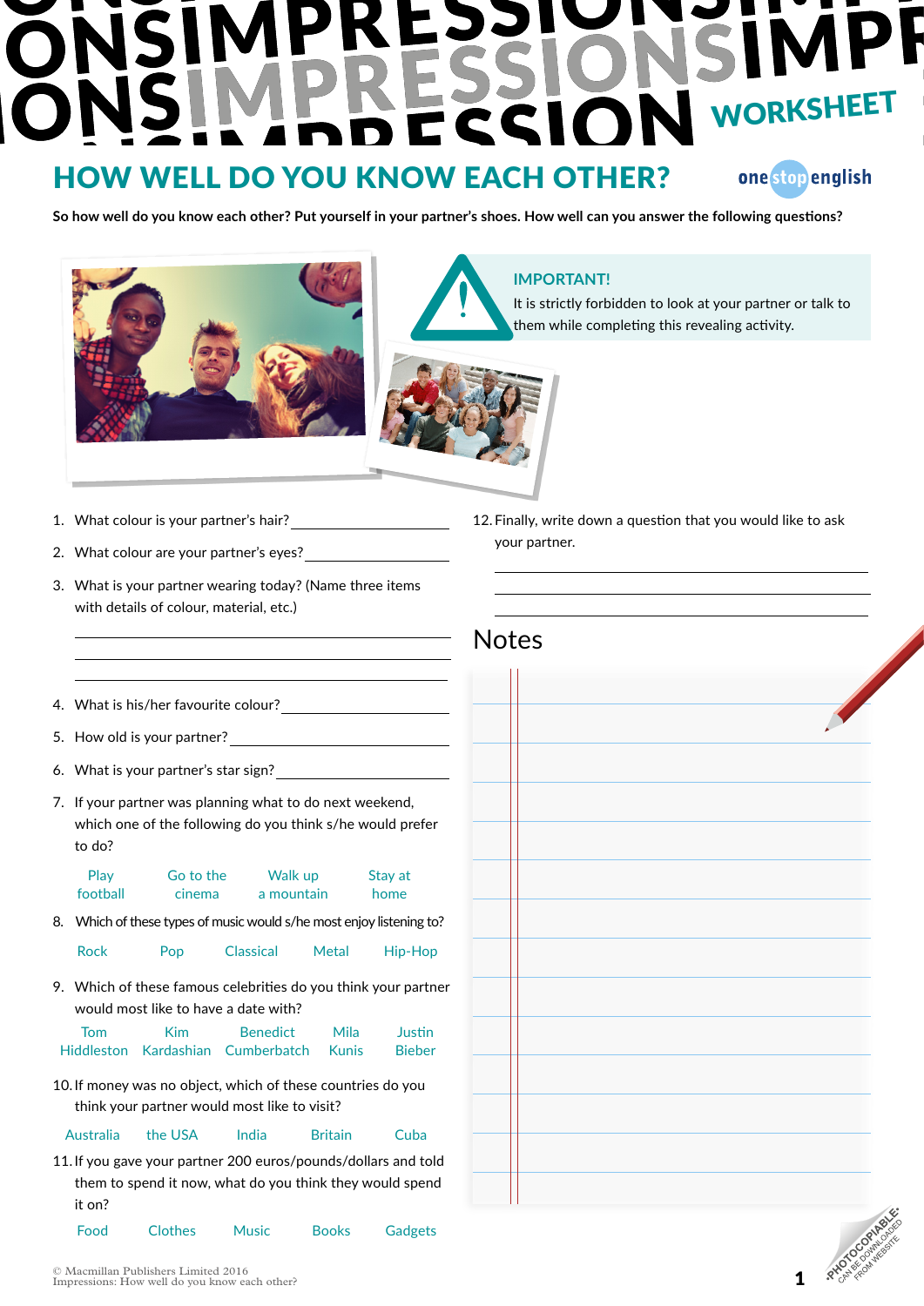WORKSHEET

# HOW WELL DO YOU KNOW EACH OTHER?

**So how well do you know each other? Put yourself in your partner's shoes. How well can you answer the following questions?**

**IMPORTANT!**
It is strictly forbidden to look at your partner or talk to them while completing this revealing activity.

1. What colour is your partner's hair? ____________________
2. What colour are your partner's eyes? ____________________
3. What is your partner wearing today? (Name three items with details of colour, material, etc.)

   ____________________
   ____________________
   ____________________

4. What is his/her favourite colour? ____________________
5. How old is your partner? ____________________
6. What is your partner's star sign? ____________________
7. If your partner was planning what to do next weekend, which one of the following do you think s/he would prefer to do?

   Play football | Go to the cinema | Walk up a mountain | Stay at home

8. Which of these types of music would s/he most enjoy listening to?

   Rock | Pop | Classical | Metal | Hip-Hop

9. Which of these famous celebrities do you think your partner would most like to have a date with?

   Tom Hiddleston | Kim Kardashian | Benedict Cumberbatch | Mila Kunis | Justin Bieber

10. If money was no object, which of these countries do you think your partner would most like to visit?

    Australia | the USA | India | Britain | Cuba

11. If you gave your partner 200 euros/pounds/dollars and told them to spend it now, what do you think they would spend it on?

    Food | Clothes | Music | Books | Gadgets

12. Finally, write down a question that you would like to ask your partner.

    ____________________
    ____________________
    ____________________

## Notes

© Macmillan Publishers Limited 2016
Impressions: How well do you know each other?

PHOTOCOPIABLE CAN BE DOWNLOADED FROM WEBSITE